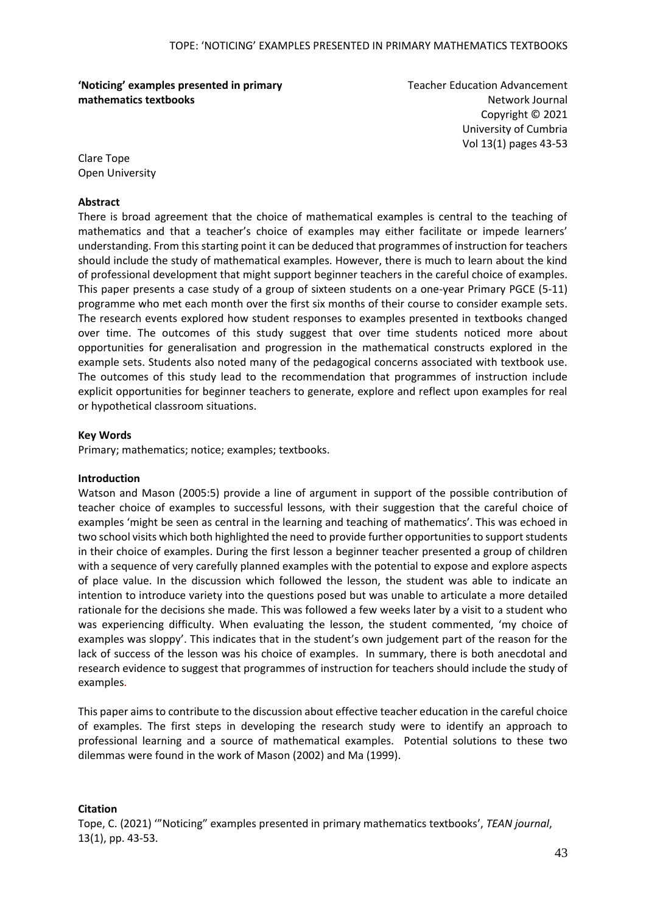**'Noticing' examples presented in primary mathematics textbooks**

Teacher Education Advancement Network Journal
Copyright © 2021
University of Cumbria
Vol 13(1) pages 43-53

Clare Tope
Open University

**Abstract**

There is broad agreement that the choice of mathematical examples is central to the teaching of mathematics and that a teacher's choice of examples may either facilitate or impede learners' understanding. From this starting point it can be deduced that programmes of instruction for teachers should include the study of mathematical examples. However, there is much to learn about the kind of professional development that might support beginner teachers in the careful choice of examples. This paper presents a case study of a group of sixteen students on a one-year Primary PGCE (5-11) programme who met each month over the first six months of their course to consider example sets. The research events explored how student responses to examples presented in textbooks changed over time. The outcomes of this study suggest that over time students noticed more about opportunities for generalisation and progression in the mathematical constructs explored in the example sets. Students also noted many of the pedagogical concerns associated with textbook use. The outcomes of this study lead to the recommendation that programmes of instruction include explicit opportunities for beginner teachers to generate, explore and reflect upon examples for real or hypothetical classroom situations.

**Key Words**

Primary; mathematics; notice; examples; textbooks.

**Introduction**

Watson and Mason (2005:5) provide a line of argument in support of the possible contribution of teacher choice of examples to successful lessons, with their suggestion that the careful choice of examples 'might be seen as central in the learning and teaching of mathematics'. This was echoed in two school visits which both highlighted the need to provide further opportunities to support students in their choice of examples. During the first lesson a beginner teacher presented a group of children with a sequence of very carefully planned examples with the potential to expose and explore aspects of place value. In the discussion which followed the lesson, the student was able to indicate an intention to introduce variety into the questions posed but was unable to articulate a more detailed rationale for the decisions she made. This was followed a few weeks later by a visit to a student who was experiencing difficulty. When evaluating the lesson, the student commented, 'my choice of examples was sloppy'. This indicates that in the student's own judgement part of the reason for the lack of success of the lesson was his choice of examples. In summary, there is both anecdotal and research evidence to suggest that programmes of instruction for teachers should include the study of examples.

This paper aims to contribute to the discussion about effective teacher education in the careful choice of examples. The first steps in developing the research study were to identify an approach to professional learning and a source of mathematical examples. Potential solutions to these two dilemmas were found in the work of Mason (2002) and Ma (1999).

**Citation**

Tope, C. (2021) '"Noticing" examples presented in primary mathematics textbooks', *TEAN journal*, 13(1), pp. 43-53.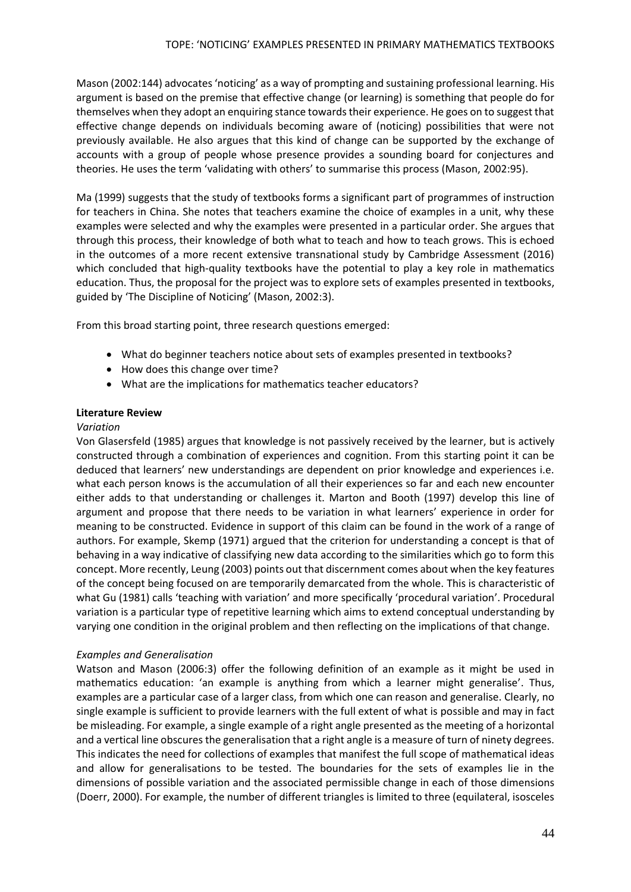Mason (2002:144) advocates 'noticing' as a way of prompting and sustaining professional learning. His argument is based on the premise that effective change (or learning) is something that people do for themselves when they adopt an enquiring stance towards their experience. He goes on to suggest that effective change depends on individuals becoming aware of (noticing) possibilities that were not previously available. He also argues that this kind of change can be supported by the exchange of accounts with a group of people whose presence provides a sounding board for conjectures and theories. He uses the term 'validating with others' to summarise this process (Mason, 2002:95).

Ma (1999) suggests that the study of textbooks forms a significant part of programmes of instruction for teachers in China. She notes that teachers examine the choice of examples in a unit, why these examples were selected and why the examples were presented in a particular order. She argues that through this process, their knowledge of both what to teach and how to teach grows. This is echoed in the outcomes of a more recent extensive transnational study by Cambridge Assessment (2016) which concluded that high-quality textbooks have the potential to play a key role in mathematics education. Thus, the proposal for the project was to explore sets of examples presented in textbooks, guided by 'The Discipline of Noticing' (Mason, 2002:3).

From this broad starting point, three research questions emerged:

- What do beginner teachers notice about sets of examples presented in textbooks?
- How does this change over time?
- What are the implications for mathematics teacher educators?

**Literature Review**

*Variation*

Von Glasersfeld (1985) argues that knowledge is not passively received by the learner, but is actively constructed through a combination of experiences and cognition. From this starting point it can be deduced that learners' new understandings are dependent on prior knowledge and experiences i.e. what each person knows is the accumulation of all their experiences so far and each new encounter either adds to that understanding or challenges it. Marton and Booth (1997) develop this line of argument and propose that there needs to be variation in what learners' experience in order for meaning to be constructed. Evidence in support of this claim can be found in the work of a range of authors. For example, Skemp (1971) argued that the criterion for understanding a concept is that of behaving in a way indicative of classifying new data according to the similarities which go to form this concept. More recently, Leung (2003) points out that discernment comes about when the key features of the concept being focused on are temporarily demarcated from the whole. This is characteristic of what Gu (1981) calls 'teaching with variation' and more specifically 'procedural variation'. Procedural variation is a particular type of repetitive learning which aims to extend conceptual understanding by varying one condition in the original problem and then reflecting on the implications of that change.

*Examples and Generalisation*

Watson and Mason (2006:3) offer the following definition of an example as it might be used in mathematics education: 'an example is anything from which a learner might generalise'. Thus, examples are a particular case of a larger class, from which one can reason and generalise. Clearly, no single example is sufficient to provide learners with the full extent of what is possible and may in fact be misleading. For example, a single example of a right angle presented as the meeting of a horizontal and a vertical line obscures the generalisation that a right angle is a measure of turn of ninety degrees. This indicates the need for collections of examples that manifest the full scope of mathematical ideas and allow for generalisations to be tested. The boundaries for the sets of examples lie in the dimensions of possible variation and the associated permissible change in each of those dimensions (Doerr, 2000). For example, the number of different triangles is limited to three (equilateral, isosceles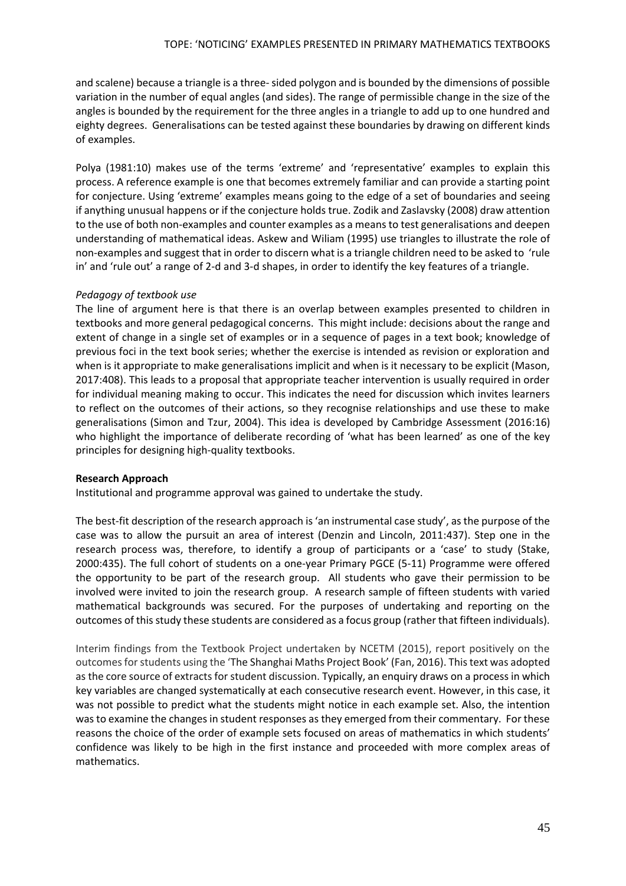and scalene) because a triangle is a three- sided polygon and is bounded by the dimensions of possible variation in the number of equal angles (and sides). The range of permissible change in the size of the angles is bounded by the requirement for the three angles in a triangle to add up to one hundred and eighty degrees. Generalisations can be tested against these boundaries by drawing on different kinds of examples.

Polya (1981:10) makes use of the terms 'extreme' and 'representative' examples to explain this process. A reference example is one that becomes extremely familiar and can provide a starting point for conjecture. Using 'extreme' examples means going to the edge of a set of boundaries and seeing if anything unusual happens or if the conjecture holds true. Zodik and Zaslavsky (2008) draw attention to the use of both non-examples and counter examples as a means to test generalisations and deepen understanding of mathematical ideas. Askew and Wiliam (1995) use triangles to illustrate the role of non-examples and suggest that in order to discern what is a triangle children need to be asked to 'rule in' and 'rule out' a range of 2-d and 3-d shapes, in order to identify the key features of a triangle.

*Pedagogy of textbook use*

The line of argument here is that there is an overlap between examples presented to children in textbooks and more general pedagogical concerns. This might include: decisions about the range and extent of change in a single set of examples or in a sequence of pages in a text book; knowledge of previous foci in the text book series; whether the exercise is intended as revision or exploration and when is it appropriate to make generalisations implicit and when is it necessary to be explicit (Mason, 2017:408). This leads to a proposal that appropriate teacher intervention is usually required in order for individual meaning making to occur. This indicates the need for discussion which invites learners to reflect on the outcomes of their actions, so they recognise relationships and use these to make generalisations (Simon and Tzur, 2004). This idea is developed by Cambridge Assessment (2016:16) who highlight the importance of deliberate recording of 'what has been learned' as one of the key principles for designing high-quality textbooks.

**Research Approach**

Institutional and programme approval was gained to undertake the study.

The best-fit description of the research approach is 'an instrumental case study', as the purpose of the case was to allow the pursuit an area of interest (Denzin and Lincoln, 2011:437). Step one in the research process was, therefore, to identify a group of participants or a 'case' to study (Stake, 2000:435). The full cohort of students on a one-year Primary PGCE (5-11) Programme were offered the opportunity to be part of the research group. All students who gave their permission to be involved were invited to join the research group. A research sample of fifteen students with varied mathematical backgrounds was secured. For the purposes of undertaking and reporting on the outcomes of this study these students are considered as a focus group (rather that fifteen individuals).

Interim findings from the Textbook Project undertaken by NCETM (2015), report positively on the outcomes for students using the 'The Shanghai Maths Project Book' (Fan, 2016). This text was adopted as the core source of extracts for student discussion. Typically, an enquiry draws on a process in which key variables are changed systematically at each consecutive research event. However, in this case, it was not possible to predict what the students might notice in each example set. Also, the intention was to examine the changes in student responses as they emerged from their commentary. For these reasons the choice of the order of example sets focused on areas of mathematics in which students' confidence was likely to be high in the first instance and proceeded with more complex areas of mathematics.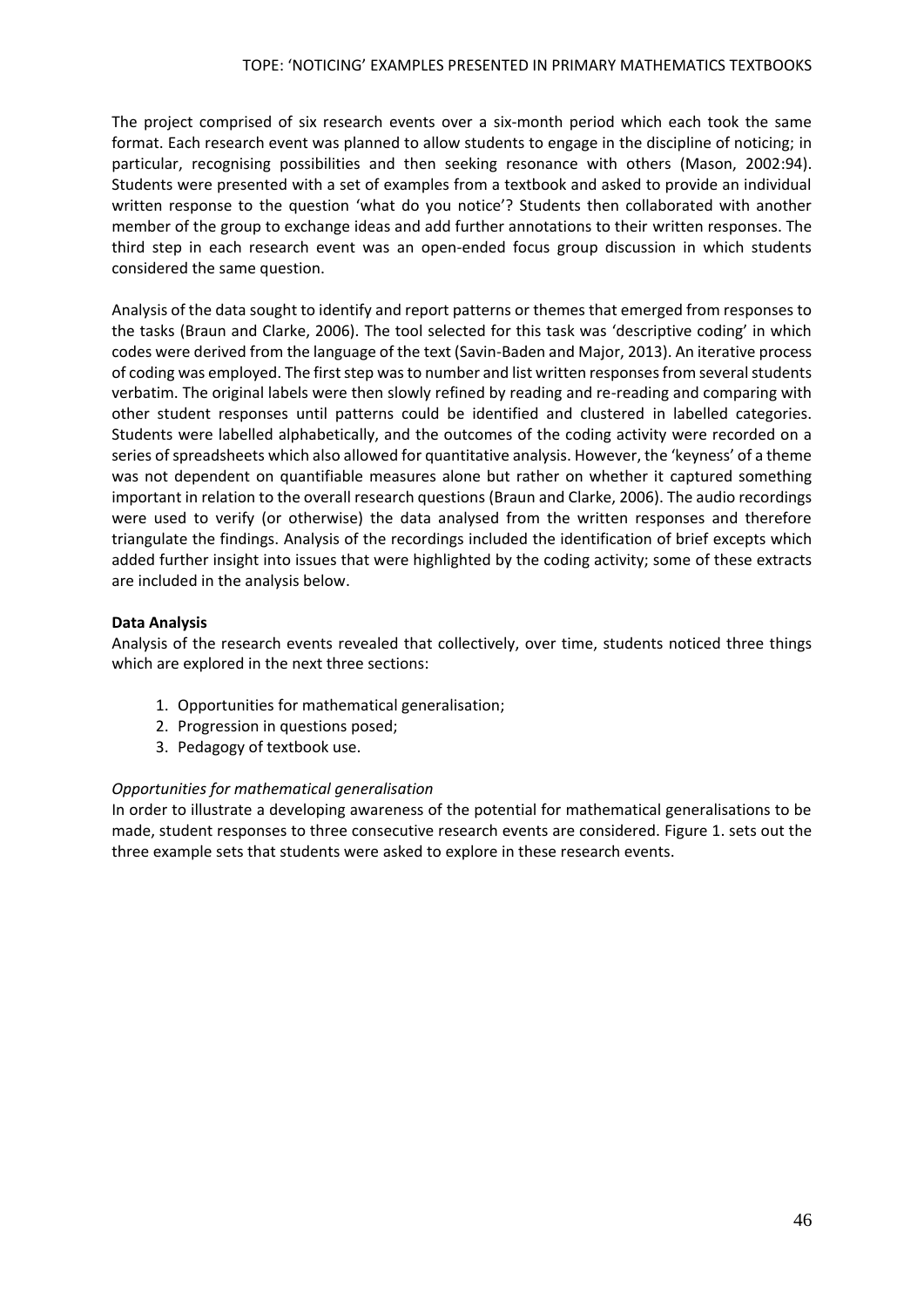The project comprised of six research events over a six-month period which each took the same format. Each research event was planned to allow students to engage in the discipline of noticing; in particular, recognising possibilities and then seeking resonance with others (Mason, 2002:94). Students were presented with a set of examples from a textbook and asked to provide an individual written response to the question 'what do you notice'? Students then collaborated with another member of the group to exchange ideas and add further annotations to their written responses. The third step in each research event was an open-ended focus group discussion in which students considered the same question.

Analysis of the data sought to identify and report patterns or themes that emerged from responses to the tasks (Braun and Clarke, 2006). The tool selected for this task was 'descriptive coding' in which codes were derived from the language of the text (Savin-Baden and Major, 2013). An iterative process of coding was employed. The first step was to number and list written responses from several students verbatim. The original labels were then slowly refined by reading and re-reading and comparing with other student responses until patterns could be identified and clustered in labelled categories. Students were labelled alphabetically, and the outcomes of the coding activity were recorded on a series of spreadsheets which also allowed for quantitative analysis. However, the 'keyness' of a theme was not dependent on quantifiable measures alone but rather on whether it captured something important in relation to the overall research questions (Braun and Clarke, 2006). The audio recordings were used to verify (or otherwise) the data analysed from the written responses and therefore triangulate the findings. Analysis of the recordings included the identification of brief excepts which added further insight into issues that were highlighted by the coding activity; some of these extracts are included in the analysis below.

### Data Analysis

Analysis of the research events revealed that collectively, over time, students noticed three things which are explored in the next three sections:

1. Opportunities for mathematical generalisation;
2. Progression in questions posed;
3. Pedagogy of textbook use.

#### *Opportunities for mathematical generalisation*

In order to illustrate a developing awareness of the potential for mathematical generalisations to be made, student responses to three consecutive research events are considered. Figure 1. sets out the three example sets that students were asked to explore in these research events.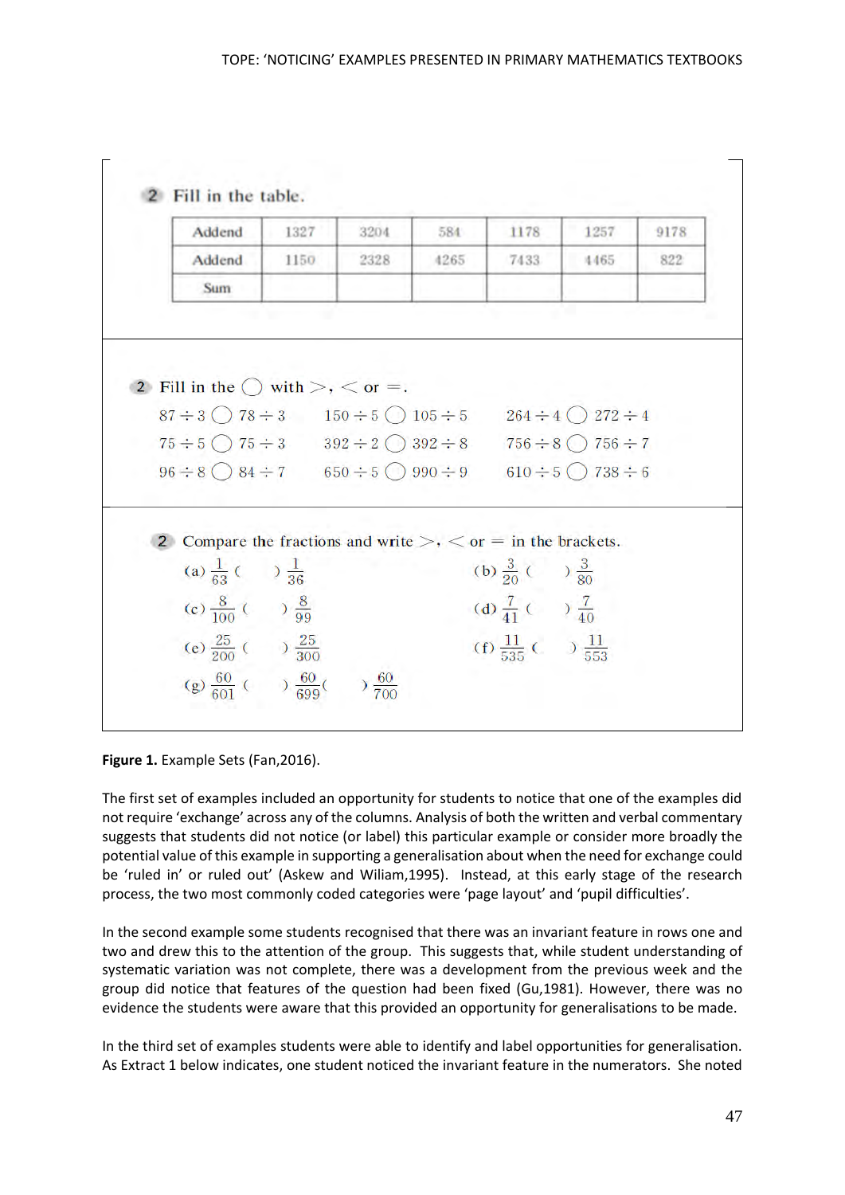**2** Fill in the table.

| Addend | 1327 | 3204 | 584 | 1178 | 1257 | 9178 |
|---|---|---|---|---|---|---|
| Addend | 1150 | 2328 | 4265 | 7433 | 4465 | 822 |
| Sum | | | | | | |

**2** Fill in the ◯ with $>$, $<$ or $=$.

$87 \div 3$ ◯ $78 \div 3$ $\quad$ $150 \div 5$ ◯ $105 \div 5$ $\quad$ $264 \div 4$ ◯ $272 \div 4$

$75 \div 5$ ◯ $75 \div 3$ $\quad$ $392 \div 2$ ◯ $392 \div 8$ $\quad$ $756 \div 8$ ◯ $756 \div 7$

$96 \div 8$ ◯ $84 \div 7$ $\quad$ $650 \div 5$ ◯ $990 \div 9$ $\quad$ $610 \div 5$ ◯ $738 \div 6$

**2** Compare the fractions and write $>$, $<$ or $=$ in the brackets.

(a) $\frac{1}{63}$ ( ) $\frac{1}{36}$ $\quad$ (b) $\frac{3}{20}$ ( ) $\frac{3}{80}$

(c) $\frac{8}{100}$ ( ) $\frac{8}{99}$ $\quad$ (d) $\frac{7}{41}$ ( ) $\frac{7}{40}$

(e) $\frac{25}{200}$ ( ) $\frac{25}{300}$ $\quad$ (f) $\frac{11}{535}$ ( ) $\frac{11}{553}$

(g) $\frac{60}{601}$ ( ) $\frac{60}{699}$ ( ) $\frac{60}{700}$

**Figure 1.** Example Sets (Fan,2016).

The first set of examples included an opportunity for students to notice that one of the examples did not require 'exchange' across any of the columns. Analysis of both the written and verbal commentary suggests that students did not notice (or label) this particular example or consider more broadly the potential value of this example in supporting a generalisation about when the need for exchange could be 'ruled in' or ruled out' (Askew and Wiliam,1995). Instead, at this early stage of the research process, the two most commonly coded categories were 'page layout' and 'pupil difficulties'.

In the second example some students recognised that there was an invariant feature in rows one and two and drew this to the attention of the group. This suggests that, while student understanding of systematic variation was not complete, there was a development from the previous week and the group did notice that features of the question had been fixed (Gu,1981). However, there was no evidence the students were aware that this provided an opportunity for generalisations to be made.

In the third set of examples students were able to identify and label opportunities for generalisation. As Extract 1 below indicates, one student noticed the invariant feature in the numerators. She noted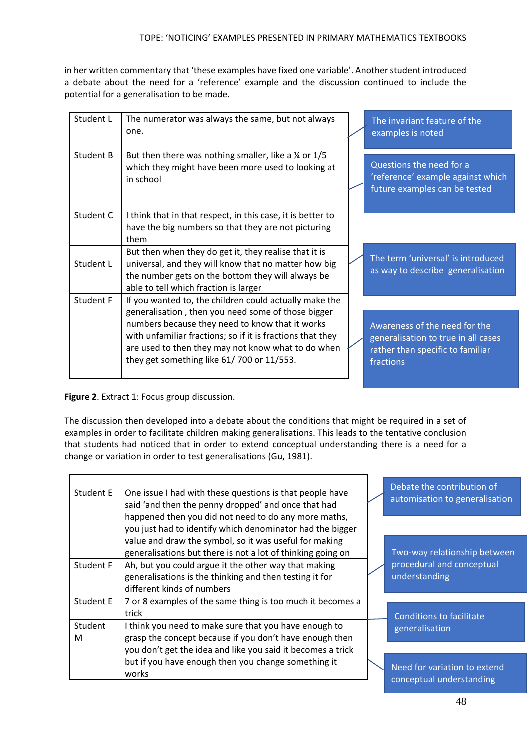in her written commentary that 'these examples have fixed one variable'. Another student introduced a debate about the need for a 'reference' example and the discussion continued to include the potential for a generalisation to be made.

| Speaker | Contribution | Annotation |
| --- | --- | --- |
| Student L | The numerator was always the same, but not always one. | The invariant feature of the examples is noted |
| Student B | But then there was nothing smaller, like a ¼ or 1/5 which they might have been more used to looking at in school | Questions the need for a 'reference' example against which future examples can be tested |
| Student C | I think that in that respect, in this case, it is better to have the big numbers so that they are not picturing them | |
| Student L | But then when they do get it, they realise that it is universal, and they will know that no matter how big the number gets on the bottom they will always be able to tell which fraction is larger | The term 'universal' is introduced as way to describe generalisation |
| Student F | If you wanted to, the children could actually make the generalisation , then you need some of those bigger numbers because they need to know that it works with unfamiliar fractions; so if it is fractions that they are used to then they may not know what to do when they get something like 61/ 700 or 11/553. | Awareness of the need for the generalisation to true in all cases rather than specific to familiar fractions |

**Figure 2**. Extract 1: Focus group discussion.

The discussion then developed into a debate about the conditions that might be required in a set of examples in order to facilitate children making generalisations. This leads to the tentative conclusion that students had noticed that in order to extend conceptual understanding there is a need for a change or variation in order to test generalisations (Gu, 1981).

| Speaker | Contribution | Annotation |
| --- | --- | --- |
| Student E | One issue I had with these questions is that people have said 'and then the penny dropped' and once that had happened then you did not need to do any more maths, you just had to identify which denominator had the bigger value and draw the symbol, so it was useful for making generalisations but there is not a lot of thinking going on | Debate the contribution of automisation to generalisation |
| Student F | Ah, but you could argue it the other way that making generalisations is the thinking and then testing it for different kinds of numbers | Two-way relationship between procedural and conceptual understanding |
| Student E | 7 or 8 examples of the same thing is too much it becomes a trick | Conditions to facilitate generalisation |
| Student M | I think you need to make sure that you have enough to grasp the concept because if you don't have enough then you don't get the idea and like you said it becomes a trick but if you have enough then you change something it works | Need for variation to extend conceptual understanding |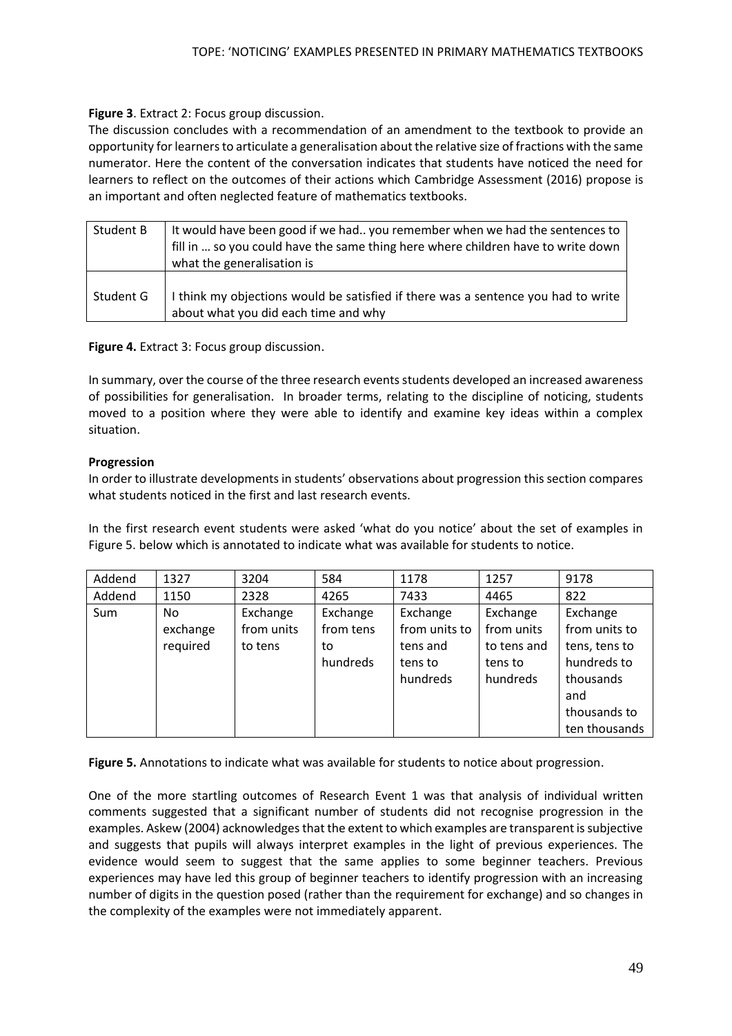**Figure 3**. Extract 2: Focus group discussion.

The discussion concludes with a recommendation of an amendment to the textbook to provide an opportunity for learners to articulate a generalisation about the relative size of fractions with the same numerator. Here the content of the conversation indicates that students have noticed the need for learners to reflect on the outcomes of their actions which Cambridge Assessment (2016) propose is an important and often neglected feature of mathematics textbooks.

| Student B | It would have been good if we had.. you remember when we had the sentences to fill in … so you could have the same thing here where children have to write down what the generalisation is |
|---|---|
| Student G | I think my objections would be satisfied if there was a sentence you had to write about what you did each time and why |

**Figure 4.** Extract 3: Focus group discussion.

In summary, over the course of the three research events students developed an increased awareness of possibilities for generalisation. In broader terms, relating to the discipline of noticing, students moved to a position where they were able to identify and examine key ideas within a complex situation.

**Progression**

In order to illustrate developments in students' observations about progression this section compares what students noticed in the first and last research events.

In the first research event students were asked 'what do you notice' about the set of examples in Figure 5. below which is annotated to indicate what was available for students to notice.

| Addend | 1327 | 3204 | 584 | 1178 | 1257 | 9178 |
|---|---|---|---|---|---|---|
| Addend | 1150 | 2328 | 4265 | 7433 | 4465 | 822 |
| Sum | No exchange required | Exchange from units to tens | Exchange from tens to hundreds | Exchange from units to tens and tens to hundreds | Exchange from units to tens and tens to hundreds | Exchange from units to tens, tens to hundreds to thousands and thousands to ten thousands |

**Figure 5.** Annotations to indicate what was available for students to notice about progression.

One of the more startling outcomes of Research Event 1 was that analysis of individual written comments suggested that a significant number of students did not recognise progression in the examples. Askew (2004) acknowledges that the extent to which examples are transparent is subjective and suggests that pupils will always interpret examples in the light of previous experiences. The evidence would seem to suggest that the same applies to some beginner teachers. Previous experiences may have led this group of beginner teachers to identify progression with an increasing number of digits in the question posed (rather than the requirement for exchange) and so changes in the complexity of the examples were not immediately apparent.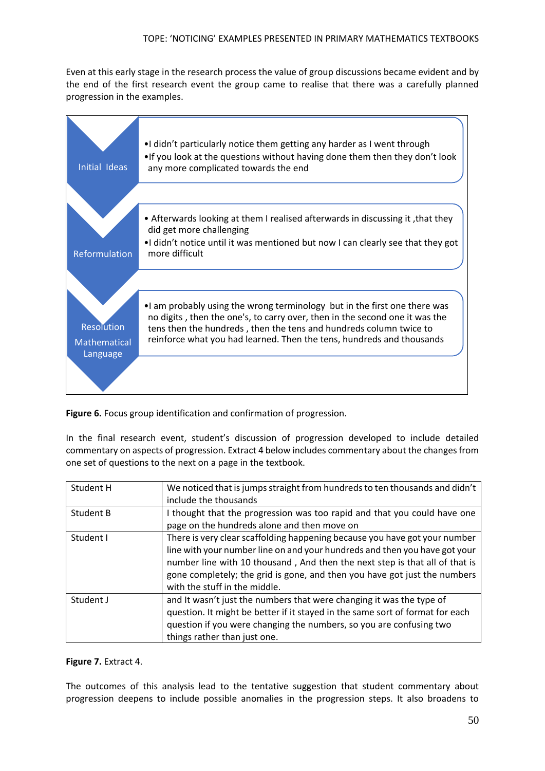Even at this early stage in the research process the value of group discussions became evident and by the end of the first research event the group came to realise that there was a carefully planned progression in the examples.

| | |
|---|---|
| Initial Ideas | •I didn't particularly notice them getting any harder as I went through<br>•If you look at the questions without having done them then they don't look any more complicated towards the end |
| Reformulation | • Afterwards looking at them I realised afterwards in discussing it ,that they did get more challenging<br>•I didn't notice until it was mentioned but now I can clearly see that they got more difficult |
| Resolution Mathematical Language | •I am probably using the wrong terminology but in the first one there was no digits , then the one's, to carry over, then in the second one it was the tens then the hundreds , then the tens and hundreds column twice to reinforce what you had learned. Then the tens, hundreds and thousands |

**Figure 6.** Focus group identification and confirmation of progression.

In the final research event, student's discussion of progression developed to include detailed commentary on aspects of progression. Extract 4 below includes commentary about the changes from one set of questions to the next on a page in the textbook.

| | |
|---|---|
| Student H | We noticed that is jumps straight from hundreds to ten thousands and didn't include the thousands |
| Student B | I thought that the progression was too rapid and that you could have one page on the hundreds alone and then move on |
| Student I | There is very clear scaffolding happening because you have got your number line with your number line on and your hundreds and then you have got your number line with 10 thousand , And then the next step is that all of that is gone completely; the grid is gone, and then you have got just the numbers with the stuff in the middle. |
| Student J | and It wasn't just the numbers that were changing it was the type of question. It might be better if it stayed in the same sort of format for each question if you were changing the numbers, so you are confusing two things rather than just one. |

**Figure 7.** Extract 4.

The outcomes of this analysis lead to the tentative suggestion that student commentary about progression deepens to include possible anomalies in the progression steps. It also broadens to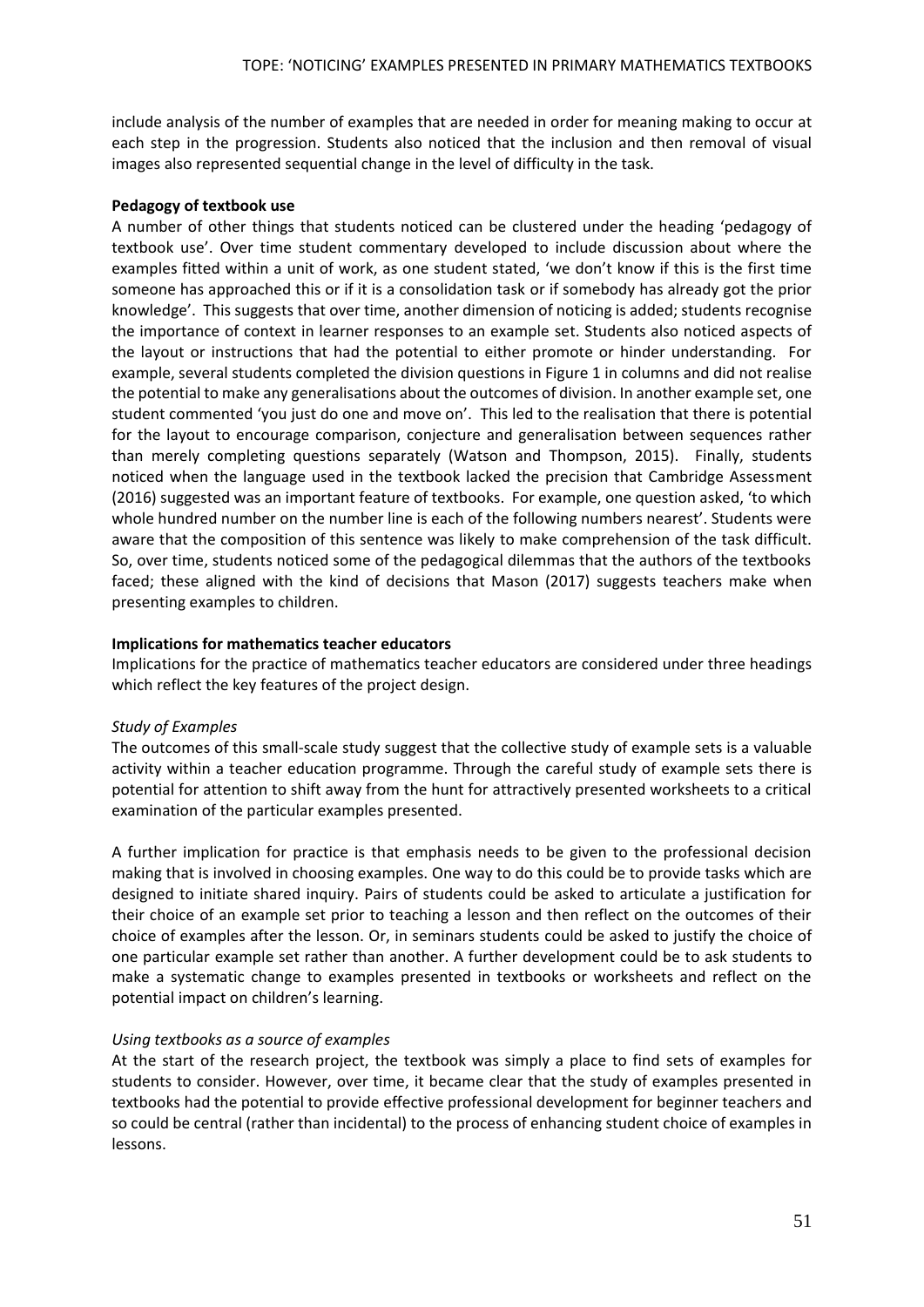include analysis of the number of examples that are needed in order for meaning making to occur at each step in the progression. Students also noticed that the inclusion and then removal of visual images also represented sequential change in the level of difficulty in the task.

**Pedagogy of textbook use**

A number of other things that students noticed can be clustered under the heading 'pedagogy of textbook use'. Over time student commentary developed to include discussion about where the examples fitted within a unit of work, as one student stated, 'we don't know if this is the first time someone has approached this or if it is a consolidation task or if somebody has already got the prior knowledge'. This suggests that over time, another dimension of noticing is added; students recognise the importance of context in learner responses to an example set. Students also noticed aspects of the layout or instructions that had the potential to either promote or hinder understanding. For example, several students completed the division questions in Figure 1 in columns and did not realise the potential to make any generalisations about the outcomes of division. In another example set, one student commented 'you just do one and move on'. This led to the realisation that there is potential for the layout to encourage comparison, conjecture and generalisation between sequences rather than merely completing questions separately (Watson and Thompson, 2015). Finally, students noticed when the language used in the textbook lacked the precision that Cambridge Assessment (2016) suggested was an important feature of textbooks. For example, one question asked, 'to which whole hundred number on the number line is each of the following numbers nearest'. Students were aware that the composition of this sentence was likely to make comprehension of the task difficult. So, over time, students noticed some of the pedagogical dilemmas that the authors of the textbooks faced; these aligned with the kind of decisions that Mason (2017) suggests teachers make when presenting examples to children.

**Implications for mathematics teacher educators**

Implications for the practice of mathematics teacher educators are considered under three headings which reflect the key features of the project design.

*Study of Examples*

The outcomes of this small-scale study suggest that the collective study of example sets is a valuable activity within a teacher education programme. Through the careful study of example sets there is potential for attention to shift away from the hunt for attractively presented worksheets to a critical examination of the particular examples presented.

A further implication for practice is that emphasis needs to be given to the professional decision making that is involved in choosing examples. One way to do this could be to provide tasks which are designed to initiate shared inquiry. Pairs of students could be asked to articulate a justification for their choice of an example set prior to teaching a lesson and then reflect on the outcomes of their choice of examples after the lesson. Or, in seminars students could be asked to justify the choice of one particular example set rather than another. A further development could be to ask students to make a systematic change to examples presented in textbooks or worksheets and reflect on the potential impact on children's learning.

*Using textbooks as a source of examples*

At the start of the research project, the textbook was simply a place to find sets of examples for students to consider. However, over time, it became clear that the study of examples presented in textbooks had the potential to provide effective professional development for beginner teachers and so could be central (rather than incidental) to the process of enhancing student choice of examples in lessons.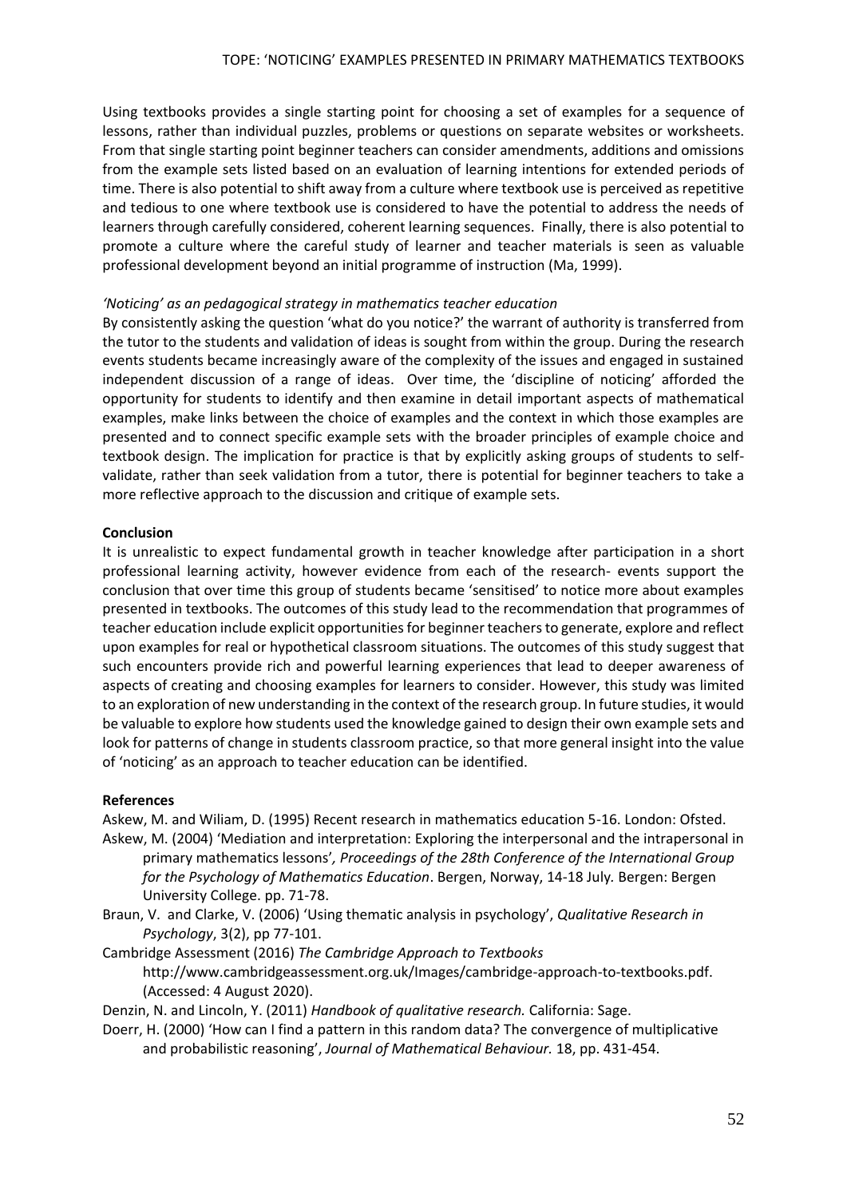Using textbooks provides a single starting point for choosing a set of examples for a sequence of lessons, rather than individual puzzles, problems or questions on separate websites or worksheets. From that single starting point beginner teachers can consider amendments, additions and omissions from the example sets listed based on an evaluation of learning intentions for extended periods of time. There is also potential to shift away from a culture where textbook use is perceived as repetitive and tedious to one where textbook use is considered to have the potential to address the needs of learners through carefully considered, coherent learning sequences. Finally, there is also potential to promote a culture where the careful study of learner and teacher materials is seen as valuable professional development beyond an initial programme of instruction (Ma, 1999).

*'Noticing' as an pedagogical strategy in mathematics teacher education*

By consistently asking the question 'what do you notice?' the warrant of authority is transferred from the tutor to the students and validation of ideas is sought from within the group. During the research events students became increasingly aware of the complexity of the issues and engaged in sustained independent discussion of a range of ideas. Over time, the 'discipline of noticing' afforded the opportunity for students to identify and then examine in detail important aspects of mathematical examples, make links between the choice of examples and the context in which those examples are presented and to connect specific example sets with the broader principles of example choice and textbook design. The implication for practice is that by explicitly asking groups of students to self-validate, rather than seek validation from a tutor, there is potential for beginner teachers to take a more reflective approach to the discussion and critique of example sets.

**Conclusion**

It is unrealistic to expect fundamental growth in teacher knowledge after participation in a short professional learning activity, however evidence from each of the research- events support the conclusion that over time this group of students became 'sensitised' to notice more about examples presented in textbooks. The outcomes of this study lead to the recommendation that programmes of teacher education include explicit opportunities for beginner teachers to generate, explore and reflect upon examples for real or hypothetical classroom situations. The outcomes of this study suggest that such encounters provide rich and powerful learning experiences that lead to deeper awareness of aspects of creating and choosing examples for learners to consider. However, this study was limited to an exploration of new understanding in the context of the research group. In future studies, it would be valuable to explore how students used the knowledge gained to design their own example sets and look for patterns of change in students classroom practice, so that more general insight into the value of 'noticing' as an approach to teacher education can be identified.

**References**

Askew, M. and Wiliam, D. (1995) Recent research in mathematics education 5-16. London: Ofsted.

Askew, M. (2004) 'Mediation and interpretation: Exploring the interpersonal and the intrapersonal in primary mathematics lessons', *Proceedings of the 28th Conference of the International Group for the Psychology of Mathematics Education*. Bergen, Norway, 14-18 July. Bergen: Bergen University College. pp. 71-78.

Braun, V. and Clarke, V. (2006) 'Using thematic analysis in psychology', *Qualitative Research in Psychology*, 3(2), pp 77-101.

Cambridge Assessment (2016) *The Cambridge Approach to Textbooks* http://www.cambridgeassessment.org.uk/Images/cambridge-approach-to-textbooks.pdf. (Accessed: 4 August 2020).

Denzin, N. and Lincoln, Y. (2011) *Handbook of qualitative research.* California: Sage.

Doerr, H. (2000) 'How can I find a pattern in this random data? The convergence of multiplicative and probabilistic reasoning', *Journal of Mathematical Behaviour.* 18, pp. 431-454.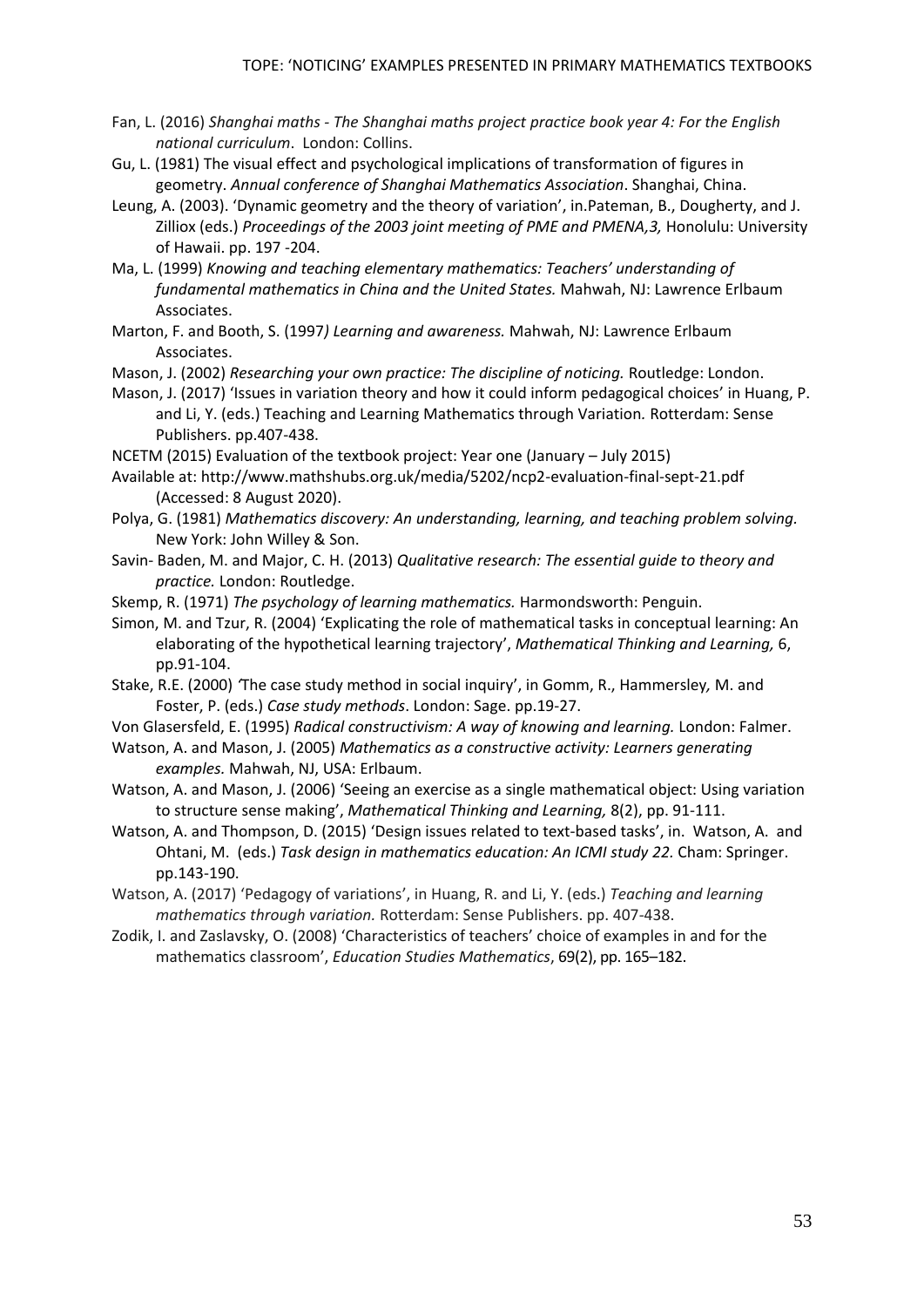Fan, L. (2016) *Shanghai maths - The Shanghai maths project practice book year 4: For the English national curriculum*. London: Collins.

Gu, L. (1981) The visual effect and psychological implications of transformation of figures in geometry. *Annual conference of Shanghai Mathematics Association*. Shanghai, China.

Leung, A. (2003). 'Dynamic geometry and the theory of variation', in.Pateman, B., Dougherty, and J. Zilliox (eds.) *Proceedings of the 2003 joint meeting of PME and PMENA,3,* Honolulu: University of Hawaii. pp. 197 -204.

Ma, L. (1999) *Knowing and teaching elementary mathematics: Teachers' understanding of fundamental mathematics in China and the United States.* Mahwah, NJ: Lawrence Erlbaum Associates.

Marton, F. and Booth, S. (1997*) Learning and awareness.* Mahwah, NJ: Lawrence Erlbaum Associates.

Mason, J. (2002) *Researching your own practice: The discipline of noticing.* Routledge: London.

Mason, J. (2017) 'Issues in variation theory and how it could inform pedagogical choices' in Huang, P. and Li, Y. (eds.) Teaching and Learning Mathematics through Variation*.* Rotterdam: Sense Publishers. pp.407-438.

NCETM (2015) Evaluation of the textbook project: Year one (January – July 2015)

Available at: http://www.mathshubs.org.uk/media/5202/ncp2-evaluation-final-sept-21.pdf (Accessed: 8 August 2020).

Polya, G. (1981) *Mathematics discovery: An understanding, learning, and teaching problem solving.* New York: John Willey & Son.

Savin- Baden, M. and Major, C. H. (2013) *Qualitative research: The essential guide to theory and practice.* London: Routledge.

Skemp, R. (1971) *The psychology of learning mathematics.* Harmondsworth: Penguin.

Simon, M. and Tzur, R. (2004) 'Explicating the role of mathematical tasks in conceptual learning: An elaborating of the hypothetical learning trajectory', *Mathematical Thinking and Learning,* 6, pp.91-104.

Stake, R.E. (2000) *'*The case study method in social inquiry', in Gomm, R., Hammersley*,* M. and Foster, P. (eds.) *Case study methods*. London: Sage. pp.19-27.

Von Glasersfeld, E. (1995) *Radical constructivism: A way of knowing and learning.* London: Falmer.

Watson, A. and Mason, J. (2005) *Mathematics as a constructive activity: Learners generating examples.* Mahwah, NJ, USA: Erlbaum.

Watson, A. and Mason, J. (2006) 'Seeing an exercise as a single mathematical object: Using variation to structure sense making', *Mathematical Thinking and Learning,* 8(2), pp. 91-111.

Watson, A. and Thompson, D. (2015) 'Design issues related to text-based tasks', in. Watson, A. and Ohtani, M. (eds.) *Task design in mathematics education: An ICMI study 22.* Cham: Springer. pp.143-190.

Watson, A. (2017) 'Pedagogy of variations', in Huang, R. and Li, Y. (eds.) *Teaching and learning mathematics through variation.* Rotterdam: Sense Publishers. pp. 407-438.

Zodik, I. and Zaslavsky, O. (2008) 'Characteristics of teachers' choice of examples in and for the mathematics classroom', *Education Studies Mathematics*, 69(2), pp. 165–182.